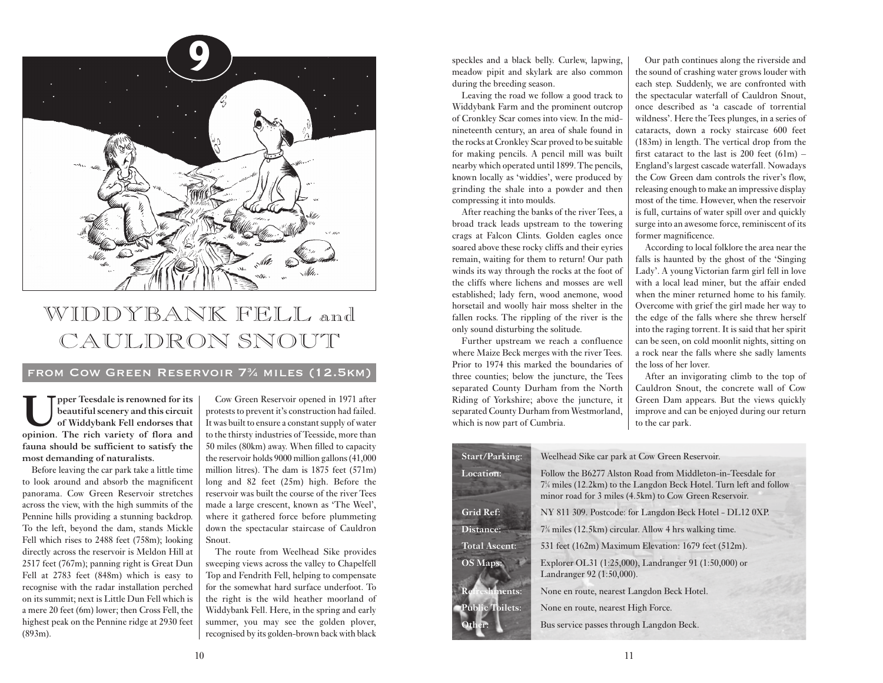# 9

# WIDDYBANK FELL and CAULDRON SNOUT

## FROM COW GREEN RESERVOIR 7¾ MILES (12.5KM)

**Upper Teesdale is renowned for its beautiful scenery and this circuit of Widdybank Fell endorses that opinion. The rich variety of flora and fauna should be sufficient to satisfy the most demanding of naturalists.**

Before leaving the car park take a little time to look around and absorb the magnificent panorama. Cow Green Reservoir stretches across the view, with the high summits of the Pennine hills providing a stunning backdrop. To the left, beyond the dam, stands Mickle Fell which rises to 2488 feet (758m); looking directly across the reservoir is Meldon Hill at 2517 feet (767m); panning right is Great Dun Fell at 2783 feet (848m) which is easy to recognise with the radar installation perched on its summit; next is Little Dun Fell which is a mere 20 feet (6m) lower; then Cross Fell, the highest peak on the Pennine ridge at 2930 feet (893m).

Cow Green Reservoir opened in 1971 after protests to prevent it's construction had failed. It was built to ensure a constant supply of water to the thirsty industries of Teesside, more than 50 miles (80km) away. When filled to capacity the reservoir holds 9000 million gallons (41,000 million litres). The dam is 1875 feet (571m) long and 82 feet (25m) high. Before the reservoir was built the course of the river Tees made a large crescent, known as 'The Weel', where it gathered force before plummeting down the spectacular staircase of Cauldron Snout.

The route from Weelhead Sike provides sweeping views across the valley to Chapelfell Top and Fendrith Fell, helping to compensate for the somewhat hard surface underfoot. To the right is the wild heather moorland of Widdybank Fell. Here, in the spring and early summer, you may see the golden plover, recognised by its golden-brown back with black speckles and a black belly. Curlew, lapwing, meadow pipit and skylark are also common during the breeding season.

Leaving the road we follow a good track to Widdybank Farm and the prominent outcrop of Cronkley Scar comes into view. In the mid-nineteenth century, an area of shale found in the rocks at Cronkley Scar proved to be suitable for making pencils. A pencil mill was built nearby which operated until 1899. The pencils, known locally as 'widdies', were produced by grinding the shale into a powder and then compressing it into moulds.

After reaching the banks of the river Tees, a broad track leads upstream to the towering crags at Falcon Clints. Golden eagles once soared above these rocky cliffs and their eyries remain, waiting for them to return! Our path winds its way through the rocks at the foot of the cliffs where lichens and mosses are well established; lady fern, wood anemone, wood horsetail and woolly hair moss shelter in the fallen rocks. The rippling of the river is the only sound disturbing the solitude.

Further upstream we reach a confluence where Maize Beck merges with the river Tees. Prior to 1974 this marked the boundaries of three counties; below the juncture, the Tees separated County Durham from the North Riding of Yorkshire; above the juncture, it separated County Durham from Westmorland, which is now part of Cumbria.

Our path continues along the riverside and the sound of crashing water grows louder with each step. Suddenly, we are confronted with the spectacular waterfall of Cauldron Snout, once described as 'a cascade of torrential wildness'. Here the Tees plunges, in a series of cataracts, down a rocky staircase 600 feet (183m) in length. The vertical drop from the first cataract to the last is 200 feet (61m) – England's largest cascade waterfall. Nowadays the Cow Green dam controls the river's flow, releasing enough to make an impressive display most of the time. However, when the reservoir is full, curtains of water spill over and quickly surge into an awesome force, reminiscent of its former magnificence.

According to local folklore the area near the falls is haunted by the ghost of the 'Singing Lady'. A young Victorian farm girl fell in love with a local lead miner, but the affair ended when the miner returned home to his family. Overcome with grief the girl made her way to the edge of the falls where she threw herself into the raging torrent. It is said that her spirit can be seen, on cold moonlit nights, sitting on a rock near the falls where she sadly laments the loss of her lover.

After an invigorating climb to the top of Cauldron Snout, the concrete wall of Cow Green Dam appears. But the views quickly improve and can be enjoyed during our return to the car park.

| | |
|---|---|
| **Start/Parking:** | Weelhead Sike car park at Cow Green Reservoir. |
| **Location:** | Follow the B6277 Alston Road from Middleton-in-Teesdale for 7¼ miles (12.2km) to the Langdon Beck Hotel. Turn left and follow minor road for 3 miles (4.5km) to Cow Green Reservoir. |
| **Grid Ref:** | NY 811 309. Postcode: for Langdon Beck Hotel - DL12 0XP. |
| **Distance:** | 7¾ miles (12.5km) circular. Allow 4 hrs walking time. |
| **Total Ascent:** | 531 feet (162m) Maximum Elevation: 1679 feet (512m). |
| **OS Maps:** | Explorer OL31 (1:25,000), Landranger 91 (1:50,000) or Landranger 92 (1:50,000). |
| **Refreshments:** | None en route, nearest Langdon Beck Hotel. |
| **Public Toilets:** | None en route, nearest High Force. |
| **Other:** | Bus service passes through Langdon Beck. |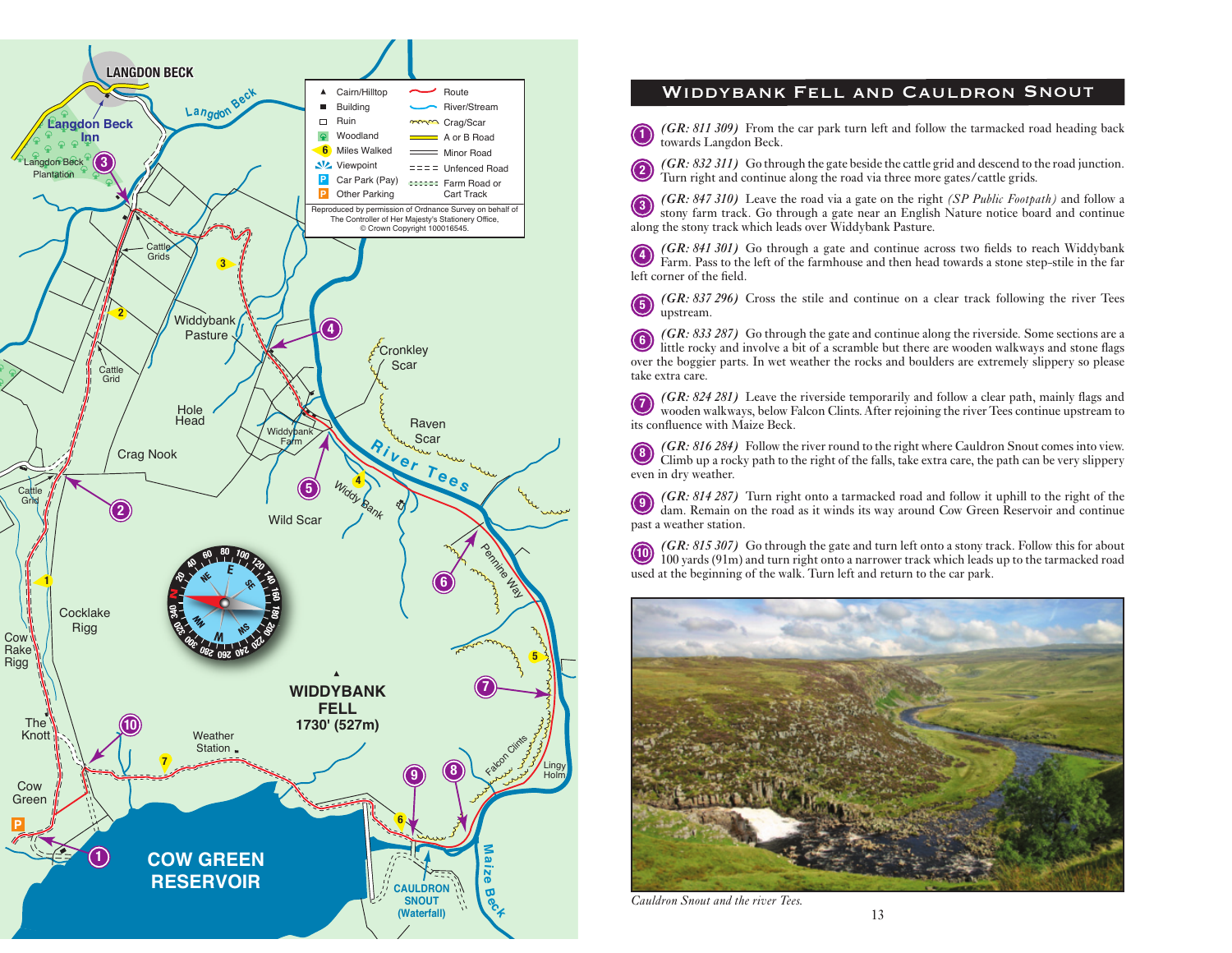## Widdybank Fell and Cauldron Snout

1. *(GR: 811 309)* From the car park turn left and follow the tarmacked road heading back towards Langdon Beck.

2. *(GR: 832 311)* Go through the gate beside the cattle grid and descend to the road junction. Turn right and continue along the road via three more gates/cattle grids.

3. *(GR: 847 310)* Leave the road via a gate on the right *(SP Public Footpath)* and follow a stony farm track. Go through a gate near an English Nature notice board and continue along the stony track which leads over Widdybank Pasture.

4. *(GR: 841 301)* Go through a gate and continue across two fields to reach Widdybank Farm. Pass to the left of the farmhouse and then head towards a stone step-stile in the far left corner of the field.

5. *(GR: 837 296)* Cross the stile and continue on a clear track following the river Tees upstream.

6. *(GR: 833 287)* Go through the gate and continue along the riverside. Some sections are a little rocky and involve a bit of a scramble but there are wooden walkways and stone flags over the boggier parts. In wet weather the rocks and boulders are extremely slippery so please take extra care.

7. *(GR: 824 281)* Leave the riverside temporarily and follow a clear path, mainly flags and wooden walkways, below Falcon Clints. After rejoining the river Tees continue upstream to its confluence with Maize Beck.

8. *(GR: 816 284)* Follow the river round to the right where Cauldron Snout comes into view. Climb up a rocky path to the right of the falls, take extra care, the path can be very slippery even in dry weather.

9. *(GR: 814 287)* Turn right onto a tarmacked road and follow it uphill to the right of the dam. Remain on the road as it winds its way around Cow Green Reservoir and continue past a weather station.

10. *(GR: 815 307)* Go through the gate and turn left onto a stony track. Follow this for about 100 yards (91m) and turn right onto a narrower track which leads up to the tarmacked road used at the beginning of the walk. Turn left and return to the car park.

*Cauldron Snout and the river Tees.*